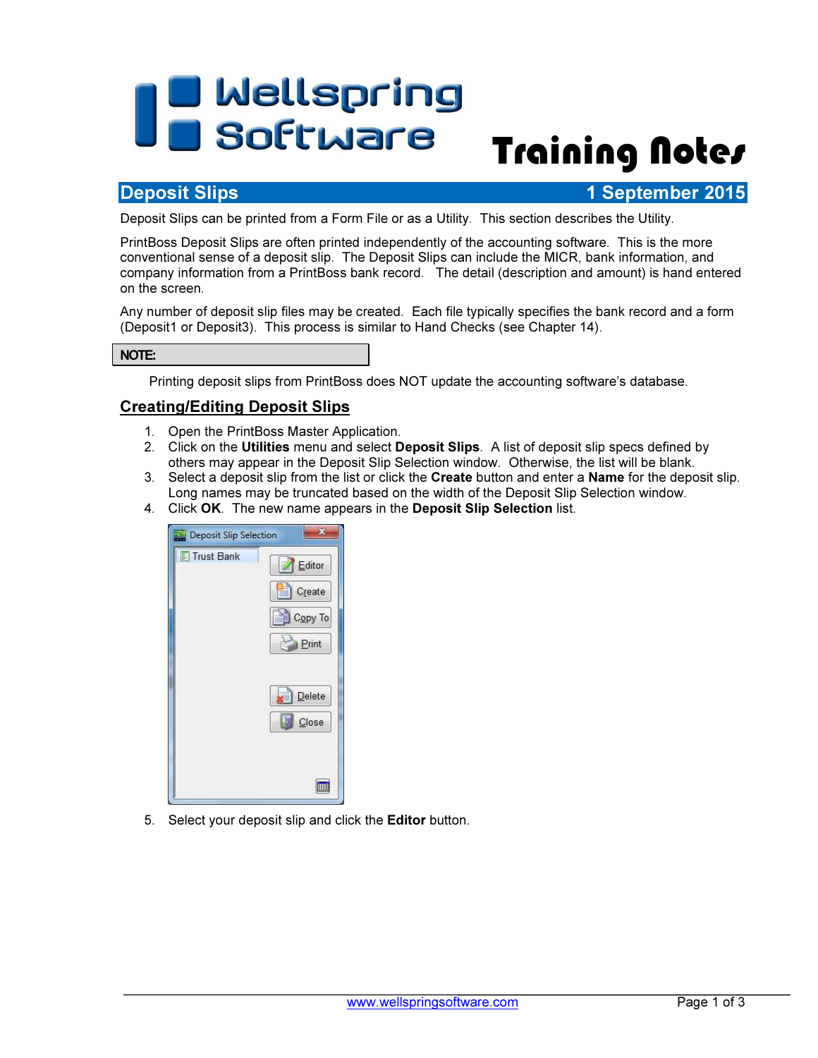# Wellspring Software Training Notes

## Deposit Slips — 1 September 2015

Deposit Slips can be printed from a Form File or as a Utility. This section describes the Utility.

PrintBoss Deposit Slips are often printed independently of the accounting software. This is the more conventional sense of a deposit slip. The Deposit Slips can include the MICR, bank information, and company information from a PrintBoss bank record. The detail (description and amount) is hand entered on the screen.

Any number of deposit slip files may be created. Each file typically specifies the bank record and a form (Deposit1 or Deposit3). This process is similar to Hand Checks (see Chapter 14).

**NOTE:**

Printing deposit slips from PrintBoss does NOT update the accounting software's database.

### Creating/Editing Deposit Slips

1. Open the PrintBoss Master Application.
2. Click on the **Utilities** menu and select **Deposit Slips**. A list of deposit slip specs defined by others may appear in the Deposit Slip Selection window. Otherwise, the list will be blank.
3. Select a deposit slip from the list or click the **Create** button and enter a **Name** for the deposit slip. Long names may be truncated based on the width of the Deposit Slip Selection window.
4. Click **OK**. The new name appears in the **Deposit Slip Selection** list.
5. Select your deposit slip and click the **Editor** button.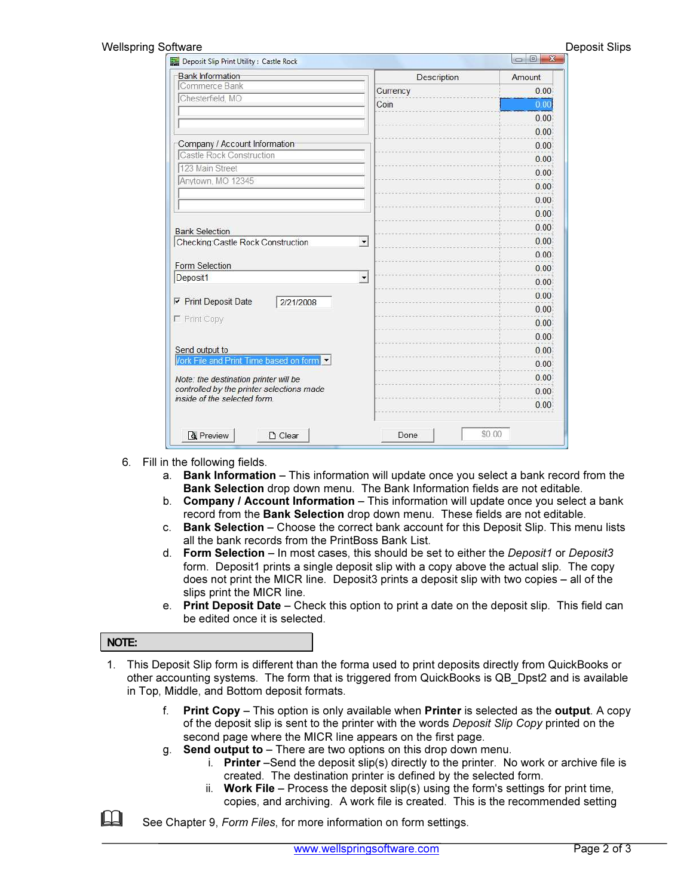6. Fill in the following fields.
   a. **Bank Information** – This information will update once you select a bank record from the **Bank Selection** drop down menu. The Bank Information fields are not editable.
   b. **Company / Account Information** – This information will update once you select a bank record from the **Bank Selection** drop down menu. These fields are not editable.
   c. **Bank Selection** – Choose the correct bank account for this Deposit Slip. This menu lists all the bank records from the PrintBoss Bank List.
   d. **Form Selection** – In most cases, this should be set to either the *Deposit1* or *Deposit3* form. Deposit1 prints a single deposit slip with a copy above the actual slip. The copy does not print the MICR line. Deposit3 prints a deposit slip with two copies – all of the slips print the MICR line.
   e. **Print Deposit Date** – Check this option to print a date on the deposit slip. This field can be edited once it is selected.

**NOTE:**

1. This Deposit Slip form is different than the forma used to print deposits directly from QuickBooks or other accounting systems. The form that is triggered from QuickBooks is QB_Dpst2 and is available in Top, Middle, and Bottom deposit formats.

   f. **Print Copy** – This option is only available when **Printer** is selected as the **output**. A copy of the deposit slip is sent to the printer with the words *Deposit Slip Copy* printed on the second page where the MICR line appears on the first page.
   g. **Send output to** – There are two options on this drop down menu.
      i. **Printer** –Send the deposit slip(s) directly to the printer. No work or archive file is created. The destination printer is defined by the selected form.
      ii. **Work File** – Process the deposit slip(s) using the form's settings for print time, copies, and archiving. A work file is created. This is the recommended setting

See Chapter 9, *Form Files*, for more information on form settings.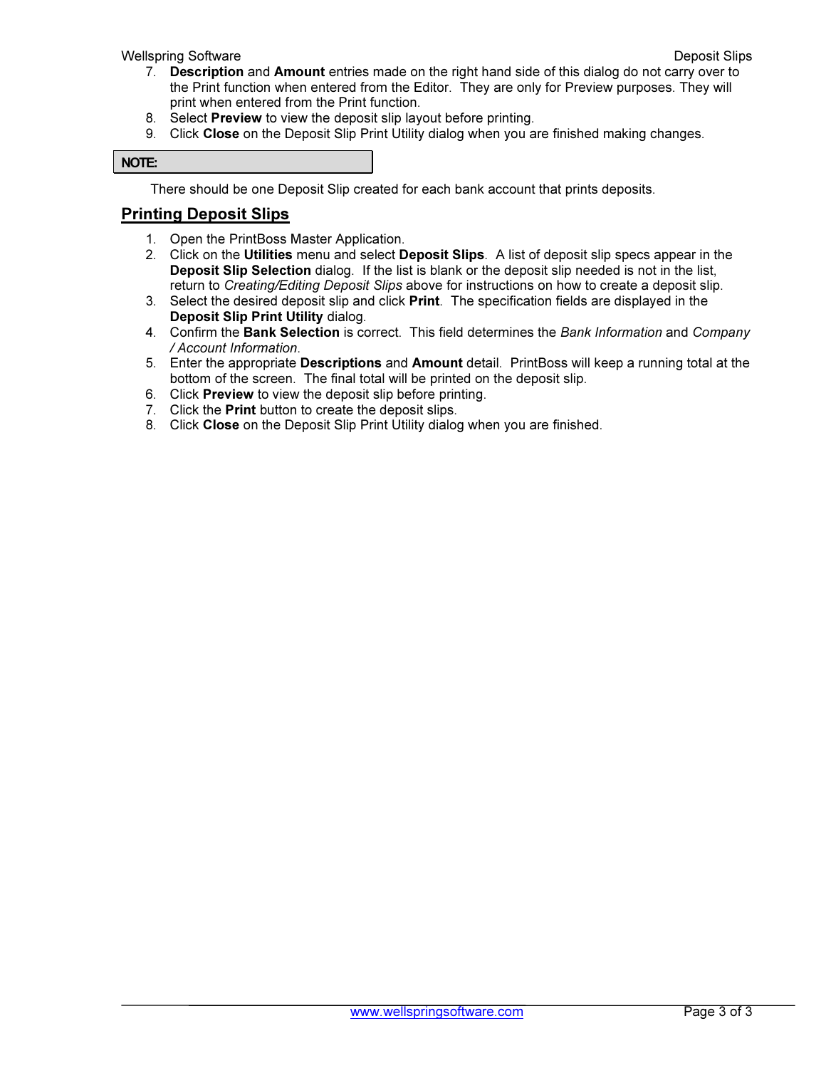7. **Description** and **Amount** entries made on the right hand side of this dialog do not carry over to the Print function when entered from the Editor. They are only for Preview purposes. They will print when entered from the Print function.
8. Select **Preview** to view the deposit slip layout before printing.
9. Click **Close** on the Deposit Slip Print Utility dialog when you are finished making changes.

**NOTE:**

There should be one Deposit Slip created for each bank account that prints deposits.

## Printing Deposit Slips

1. Open the PrintBoss Master Application.
2. Click on the **Utilities** menu and select **Deposit Slips**. A list of deposit slip specs appear in the **Deposit Slip Selection** dialog. If the list is blank or the deposit slip needed is not in the list, return to *Creating/Editing Deposit Slips* above for instructions on how to create a deposit slip.
3. Select the desired deposit slip and click **Print**. The specification fields are displayed in the **Deposit Slip Print Utility** dialog.
4. Confirm the **Bank Selection** is correct. This field determines the *Bank Information* and *Company / Account Information*.
5. Enter the appropriate **Descriptions** and **Amount** detail. PrintBoss will keep a running total at the bottom of the screen. The final total will be printed on the deposit slip.
6. Click **Preview** to view the deposit slip before printing.
7. Click the **Print** button to create the deposit slips.
8. Click **Close** on the Deposit Slip Print Utility dialog when you are finished.